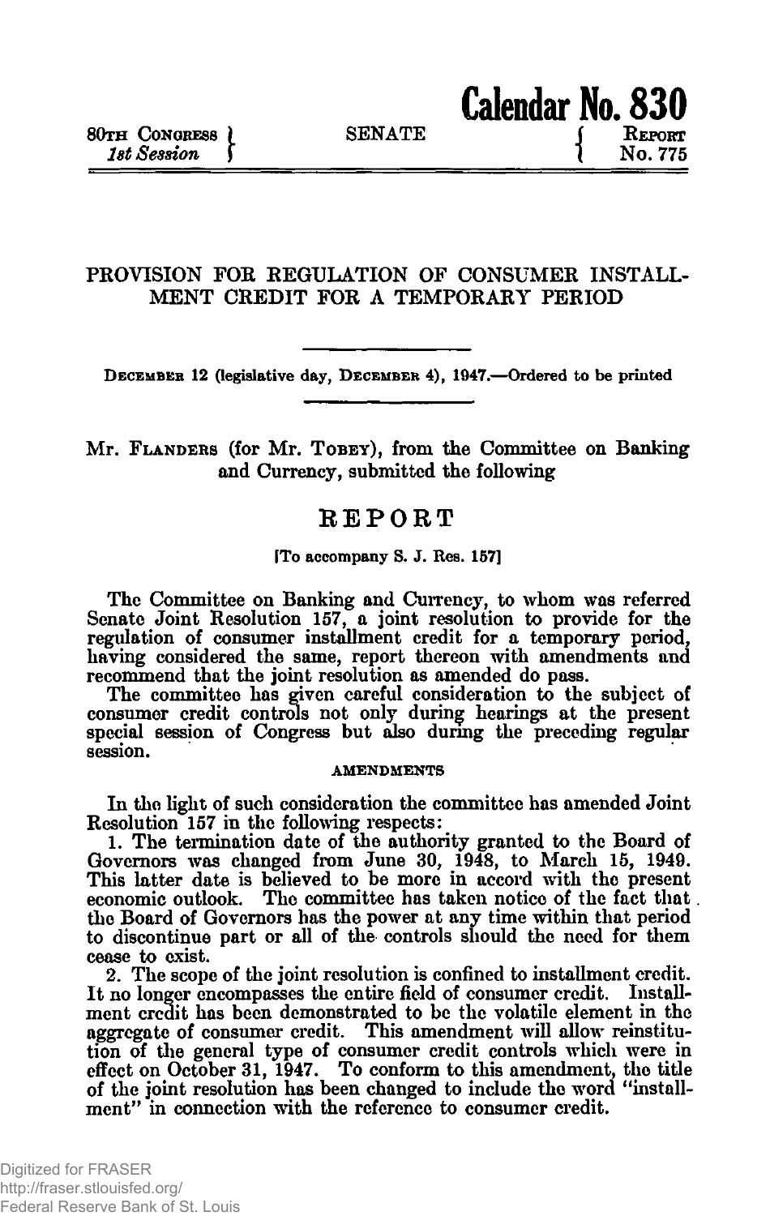80TH CONGRESS } SENATE { Calendar No. 830
*1st Session* } { REPORT No. 775

# PROVISION FOR REGULATION OF CONSUMER INSTALLMENT CREDIT FOR A TEMPORARY PERIOD

DECEMBER 12 (legislative day, DECEMBER 4), 1947.—Ordered to be printed

Mr. FLANDERS (for Mr. TOBEY), from the Committee on Banking and Currency, submitted the following

## REPORT

[To accompany S. J. Res. 157]

The Committee on Banking and Currency, to whom was referred Senate Joint Resolution 157, a joint resolution to provide for the regulation of consumer installment credit for a temporary period, having considered the same, report thereon with amendments and recommend that the joint resolution as amended do pass.

The committee has given careful consideration to the subject of consumer credit controls not only during hearings at the present special session of Congress but also during the preceding regular session.

### AMENDMENTS

In the light of such consideration the committee has amended Joint Resolution 157 in the following respects:

1. The termination date of the authority granted to the Board of Governors was changed from June 30, 1948, to March 15, 1949. This latter date is believed to be more in accord with the present economic outlook. The committee has taken notice of the fact that the Board of Governors has the power at any time within that period to discontinue part or all of the controls should the need for them cease to exist.

2. The scope of the joint resolution is confined to installment credit. It no longer encompasses the entire field of consumer credit. Installment credit has been demonstrated to be the volatile element in the aggregate of consumer credit. This amendment will allow reinstitution of the general type of consumer credit controls which were in effect on October 31, 1947. To conform to this amendment, the title of the joint resolution has been changed to include the word "installment" in connection with the reference to consumer credit.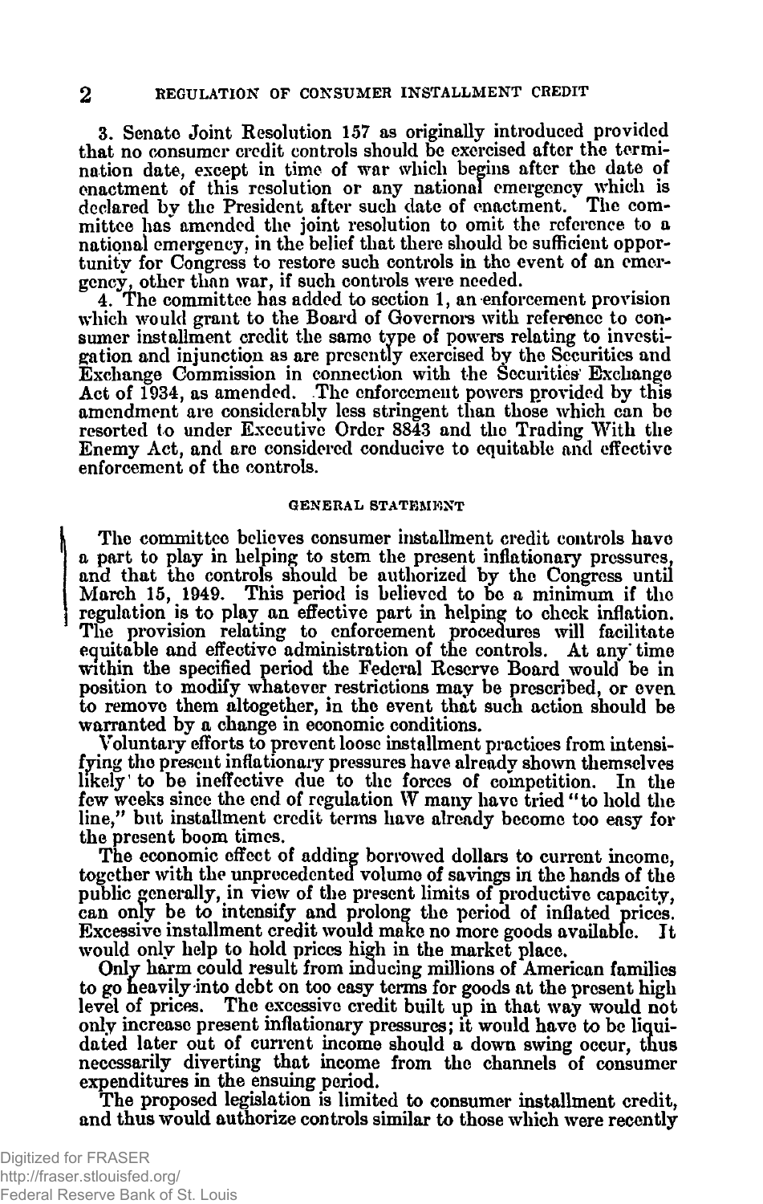3. Senate Joint Resolution 157 as originally introduced provided that no consumer credit controls should be exercised after the termination date, except in time of war which begins after the date of enactment of this resolution or any national emergency which is declared by the President after such date of enactment. The committee has amended the joint resolution to omit the reference to a national emergency, in the belief that there should be sufficient opportunity for Congress to restore such controls in the event of an emergency, other than war, if such controls were needed.

4. The committee has added to section 1, an enforcement provision which would grant to the Board of Governors with reference to consumer installment credit the same type of powers relating to investigation and injunction as are presently exercised by the Securities and Exchange Commission in connection with the Securities Exchange Act of 1934, as amended. The enforcement powers provided by this amendment are considerably less stringent than those which can be resorted to under Executive Order 8843 and the Trading With the Enemy Act, and are considered conducive to equitable and effective enforcement of the controls.

## GENERAL STATEMENT

The committee believes consumer installment credit controls have a part to play in helping to stem the present inflationary pressures, and that the controls should be authorized by the Congress until March 15, 1949. This period is believed to be a minimum if the regulation is to play an effective part in helping to check inflation. The provision relating to enforcement procedures will facilitate equitable and effective administration of the controls. At any time within the specified period the Federal Reserve Board would be in position to modify whatever restrictions may be prescribed, or even to remove them altogether, in the event that such action should be warranted by a change in economic conditions.

Voluntary efforts to prevent loose installment practices from intensifying the present inflationary pressures have already shown themselves likely to be ineffective due to the forces of competition. In the few weeks since the end of regulation W many have tried "to hold the line," but installment credit terms have already become too easy for the present boom times.

The economic effect of adding borrowed dollars to current income, together with the unprecedented volume of savings in the hands of the public generally, in view of the present limits of productive capacity, can only be to intensify and prolong the period of inflated prices. Excessive installment credit would make no more goods available. It would only help to hold prices high in the market place.

Only harm could result from inducing millions of American families to go heavily into debt on too easy terms for goods at the present high level of prices. The excessive credit built up in that way would not only increase present inflationary pressures; it would have to be liquidated later out of current income should a down swing occur, thus necessarily diverting that income from the channels of consumer expenditures in the ensuing period.

The proposed legislation is limited to consumer installment credit, and thus would authorize controls similar to those which were recently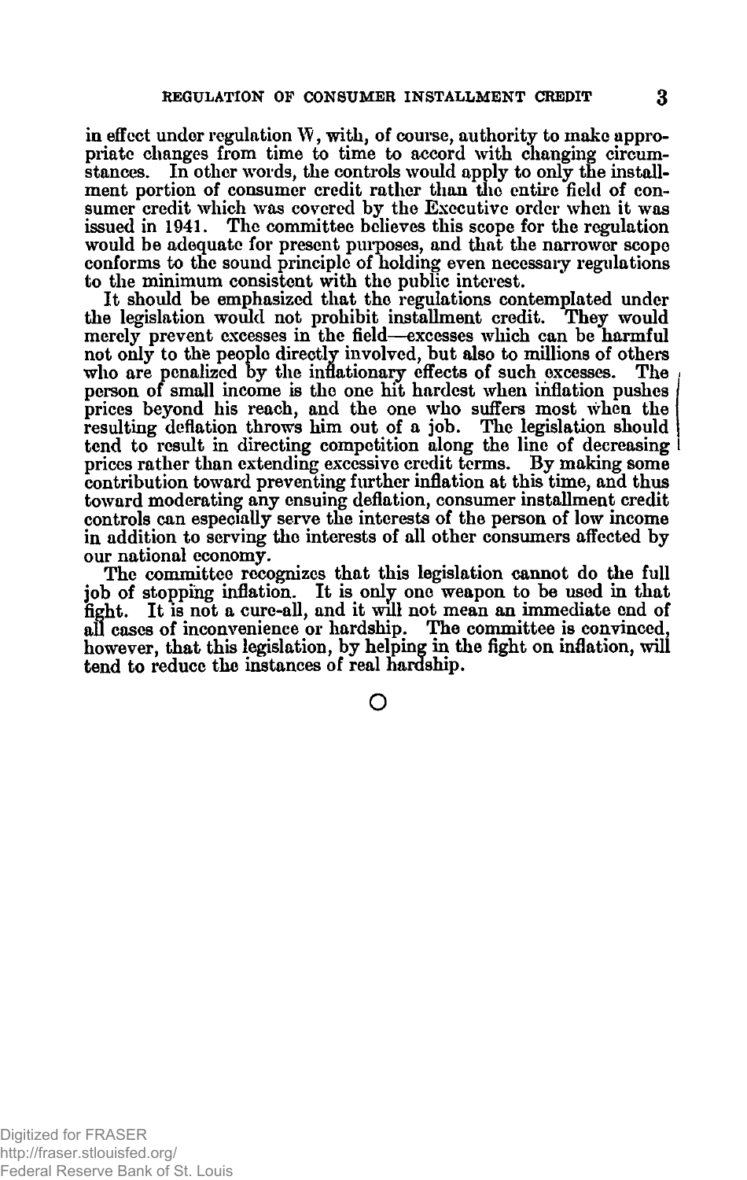in effect under regulation W, with, of course, authority to make appropriate changes from time to time to accord with changing circumstances. In other words, the controls would apply to only the installment portion of consumer credit rather than the entire field of consumer credit which was covered by the Executive order when it was issued in 1941. The committee believes this scope for the regulation would be adequate for present purposes, and that the narrower scope conforms to the sound principle of holding even necessary regulations to the minimum consistent with the public interest.

It should be emphasized that the regulations contemplated under the legislation would not prohibit installment credit. They would merely prevent excesses in the field—excesses which can be harmful not only to the people directly involved, but also to millions of others who are penalized by the inflationary effects of such excesses. The person of small income is the one hit hardest when inflation pushes prices beyond his reach, and the one who suffers most when the resulting deflation throws him out of a job. The legislation should tend to result in directing competition along the line of decreasing prices rather than extending excessive credit terms. By making some contribution toward preventing further inflation at this time, and thus toward moderating any ensuing deflation, consumer installment credit controls can especially serve the interests of the person of low income in addition to serving the interests of all other consumers affected by our national economy.

The committee recognizes that this legislation cannot do the full job of stopping inflation. It is only one weapon to be used in that fight. It is not a cure-all, and it will not mean an immediate end of all cases of inconvenience or hardship. The committee is convinced, however, that this legislation, by helping in the fight on inflation, will tend to reduce the instances of real hardship.

○